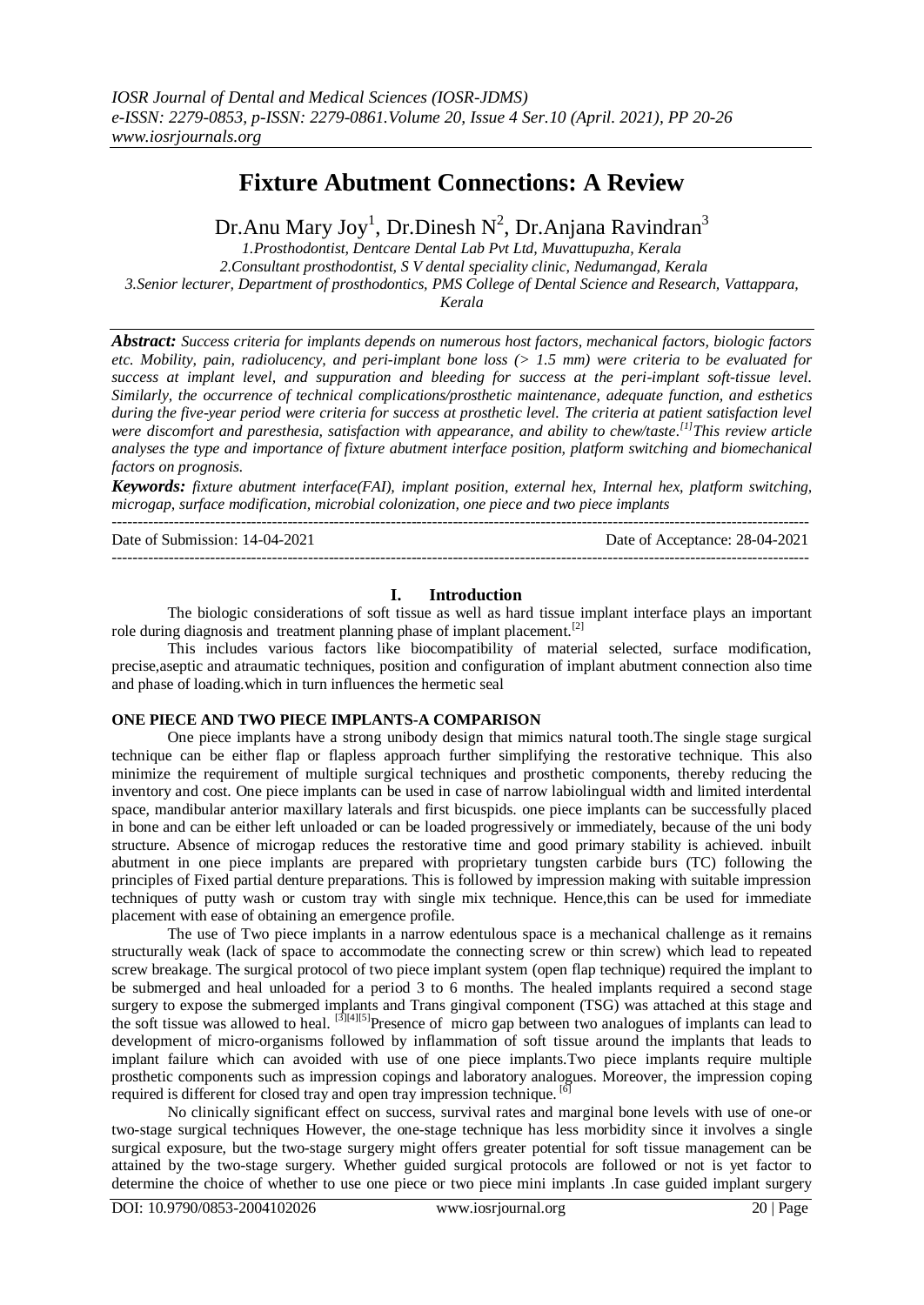# Fixture Abutment Connections: A Review

Dr.Anu Mary Joy[1], Dr.Dinesh N[2], Dr.Anjana Ravindran[3]

1.Prosthodontist, Dentcare Dental Lab Pvt Ltd, Muvattupuzha, Kerala
2.Consultant prosthodontist, S V dental speciality clinic, Nedumangad, Kerala
3.Senior lecturer, Department of prosthodontics, PMS College of Dental Science and Research, Vattappara, Kerala

***Abstract:*** *Success criteria for implants depends on numerous host factors, mechanical factors, biologic factors etc. Mobility, pain, radiolucency, and peri-implant bone loss (> 1.5 mm) were criteria to be evaluated for success at implant level, and suppuration and bleeding for success at the peri-implant soft-tissue level. Similarly, the occurrence of technical complications/prosthetic maintenance, adequate function, and esthetics during the five-year period were criteria for success at prosthetic level. The criteria at patient satisfaction level were discomfort and paresthesia, satisfaction with appearance, and ability to chew/taste.[1] This review article analyses the type and importance of fixture abutment interface position, platform switching and biomechanical factors on prognosis.*

***Keywords:*** *fixture abutment interface(FAI), implant position, external hex, Internal hex, platform switching, microgap, surface modification, microbial colonization, one piece and two piece implants*

Date of Submission: 14-04-2021 | Date of Acceptance: 28-04-2021

## I. Introduction

The biologic considerations of soft tissue as well as hard tissue implant interface plays an important role during diagnosis and treatment planning phase of implant placement.[2]

This includes various factors like biocompatibility of material selected, surface modification, precise,aseptic and atraumatic techniques, position and configuration of implant abutment connection also time and phase of loading.which in turn influences the hermetic seal

### ONE PIECE AND TWO PIECE IMPLANTS-A COMPARISON

One piece implants have a strong unibody design that mimics natural tooth.The single stage surgical technique can be either flap or flapless approach further simplifying the restorative technique. This also minimize the requirement of multiple surgical techniques and prosthetic components, thereby reducing the inventory and cost. One piece implants can be used in case of narrow labiolingual width and limited interdental space, mandibular anterior maxillary laterals and first bicuspids. one piece implants can be successfully placed in bone and can be either left unloaded or can be loaded progressively or immediately, because of the uni body structure. Absence of microgap reduces the restorative time and good primary stability is achieved. inbuilt abutment in one piece implants are prepared with proprietary tungsten carbide burs (TC) following the principles of Fixed partial denture preparations. This is followed by impression making with suitable impression techniques of putty wash or custom tray with single mix technique. Hence,this can be used for immediate placement with ease of obtaining an emergence profile.

The use of Two piece implants in a narrow edentulous space is a mechanical challenge as it remains structurally weak (lack of space to accommodate the connecting screw or thin screw) which lead to repeated screw breakage. The surgical protocol of two piece implant system (open flap technique) required the implant to be submerged and heal unloaded for a period 3 to 6 months. The healed implants required a second stage surgery to expose the submerged implants and Trans gingival component (TSG) was attached at this stage and the soft tissue was allowed to heal. [3][4][5]Presence of micro gap between two analogues of implants can lead to development of micro-organisms followed by inflammation of soft tissue around the implants that leads to implant failure which can avoided with use of one piece implants.Two piece implants require multiple prosthetic components such as impression copings and laboratory analogues. Moreover, the impression coping required is different for closed tray and open tray impression technique. [6]

No clinically significant effect on success, survival rates and marginal bone levels with use of one-or two-stage surgical techniques However, the one-stage technique has less morbidity since it involves a single surgical exposure, but the two-stage surgery might offers greater potential for soft tissue management can be attained by the two-stage surgery. Whether guided surgical protocols are followed or not is yet factor to determine the choice of whether to use one piece or two piece mini implants .In case guided implant surgery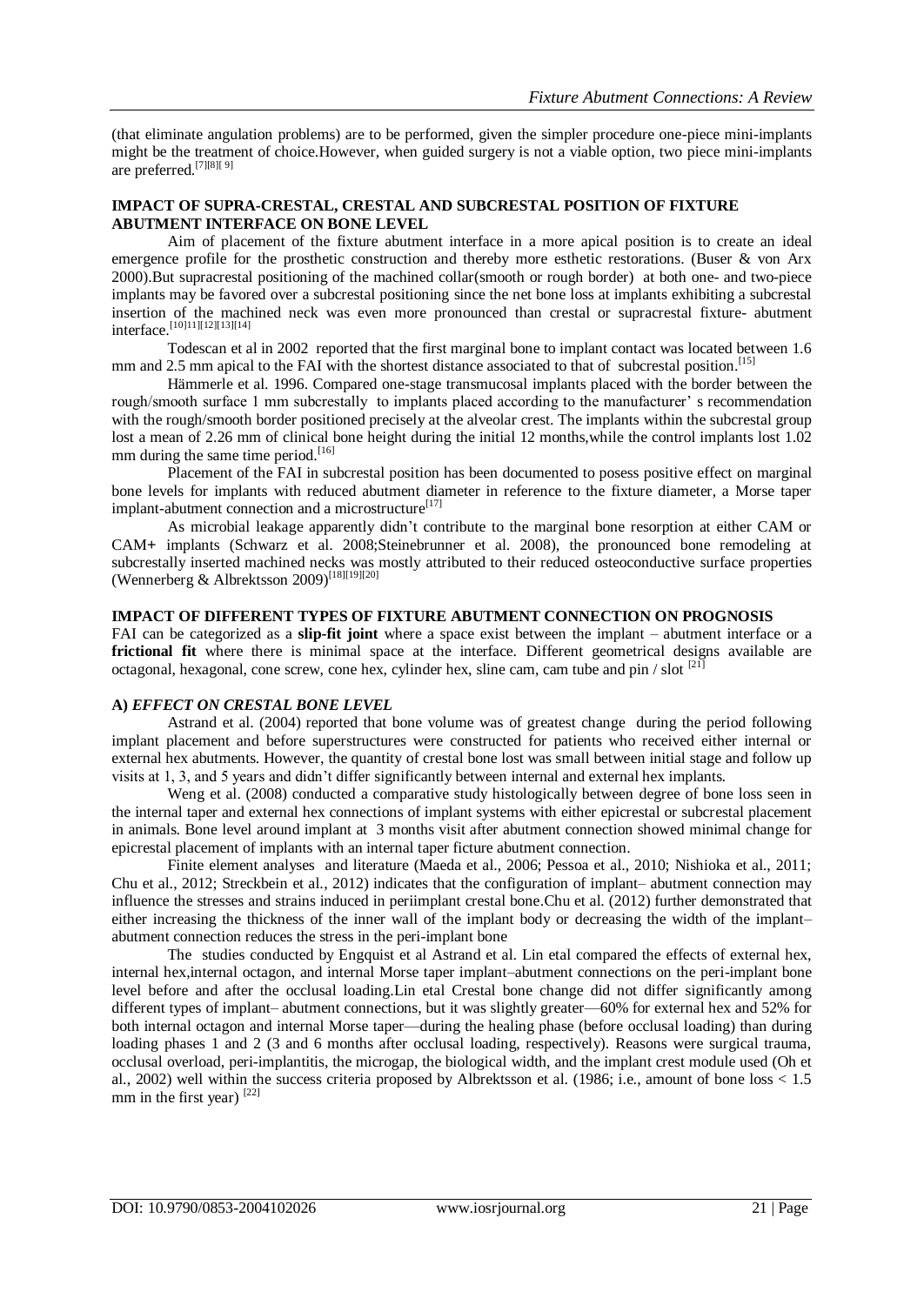(that eliminate angulation problems) are to be performed, given the simpler procedure one-piece mini-implants might be the treatment of choice.However, when guided surgery is not a viable option, two piece mini-implants are preferred.[7][8][ 9]

### IMPACT OF SUPRA-CRESTAL, CRESTAL AND SUBCRESTAL POSITION OF FIXTURE ABUTMENT INTERFACE ON BONE LEVEL

Aim of placement of the fixture abutment interface in a more apical position is to create an ideal emergence profile for the prosthetic construction and thereby more esthetic restorations. (Buser & von Arx 2000).But supracrestal positioning of the machined collar(smooth or rough border) at both one- and two-piece implants may be favored over a subcrestal positioning since the net bone loss at implants exhibiting a subcrestal insertion of the machined neck was even more pronounced than crestal or supracrestal fixture- abutment interface.[10][11][12][13][14]

Todescan et al in 2002 reported that the first marginal bone to implant contact was located between 1.6 mm and 2.5 mm apical to the FAI with the shortest distance associated to that of subcrestal position.[15]

Hämmerle et al. 1996. Compared one-stage transmucosal implants placed with the border between the rough/smooth surface 1 mm subcrestally to implants placed according to the manufacturer' s recommendation with the rough/smooth border positioned precisely at the alveolar crest. The implants within the subcrestal group lost a mean of 2.26 mm of clinical bone height during the initial 12 months,while the control implants lost 1.02 mm during the same time period.[16]

Placement of the FAI in subcrestal position has been documented to posess positive effect on marginal bone levels for implants with reduced abutment diameter in reference to the fixture diameter, a Morse taper implant-abutment connection and a microstructure[17]

As microbial leakage apparently didn't contribute to the marginal bone resorption at either CAM or CAM+ implants (Schwarz et al. 2008;Steinebrunner et al. 2008), the pronounced bone remodeling at subcrestally inserted machined necks was mostly attributed to their reduced osteoconductive surface properties (Wennerberg & Albrektsson 2009)[18][19][20]

### IMPACT OF DIFFERENT TYPES OF FIXTURE ABUTMENT CONNECTION ON PROGNOSIS

FAI can be categorized as a **slip-fit joint** where a space exist between the implant – abutment interface or a **frictional fit** where there is minimal space at the interface. Different geometrical designs available are octagonal, hexagonal, cone screw, cone hex, cylinder hex, sline cam, cam tube and pin / slot [21]

#### A) *EFFECT ON CRESTAL BONE LEVEL*

Astrand et al. (2004) reported that bone volume was of greatest change during the period following implant placement and before superstructures were constructed for patients who received either internal or external hex abutments. However, the quantity of crestal bone lost was small between initial stage and follow up visits at 1, 3, and 5 years and didn't differ significantly between internal and external hex implants.

Weng et al. (2008) conducted a comparative study histologically between degree of bone loss seen in the internal taper and external hex connections of implant systems with either epicrestal or subcrestal placement in animals. Bone level around implant at 3 months visit after abutment connection showed minimal change for epicrestal placement of implants with an internal taper ficture abutment connection.

Finite element analyses and literature (Maeda et al., 2006; Pessoa et al., 2010; Nishioka et al., 2011; Chu et al., 2012; Streckbein et al., 2012) indicates that the configuration of implant– abutment connection may influence the stresses and strains induced in periimplant crestal bone.Chu et al. (2012) further demonstrated that either increasing the thickness of the inner wall of the implant body or decreasing the width of the implant– abutment connection reduces the stress in the peri-implant bone

The studies conducted by Engquist et al Astrand et al. Lin etal compared the effects of external hex, internal hex,internal octagon, and internal Morse taper implant–abutment connections on the peri-implant bone level before and after the occlusal loading.Lin etal Crestal bone change did not differ significantly among different types of implant– abutment connections, but it was slightly greater—60% for external hex and 52% for both internal octagon and internal Morse taper—during the healing phase (before occlusal loading) than during loading phases 1 and 2 (3 and 6 months after occlusal loading, respectively). Reasons were surgical trauma, occlusal overload, peri-implantitis, the microgap, the biological width, and the implant crest module used (Oh et al., 2002) well within the success criteria proposed by Albrektsson et al. (1986; i.e., amount of bone loss < 1.5 mm in the first year) [22]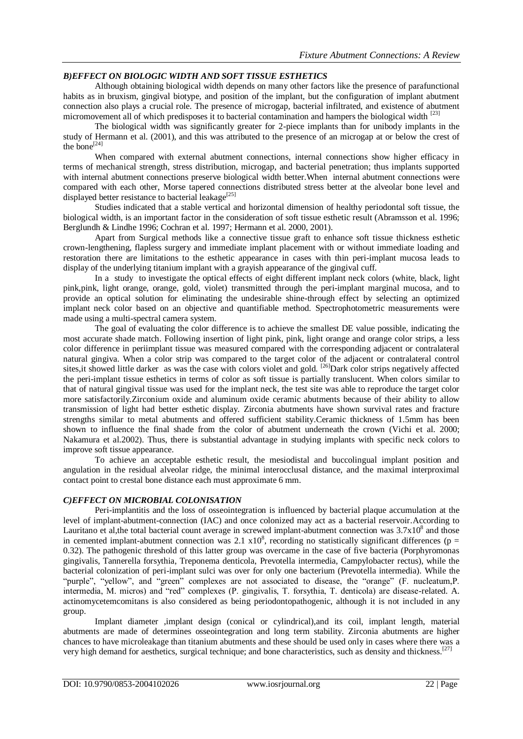### *B)EFFECT ON BIOLOGIC WIDTH AND SOFT TISSUE ESTHETICS*

Although obtaining biological width depends on many other factors like the presence of parafunctional habits as in bruxism, gingival biotype, and position of the implant, but the configuration of implant abutment connection also plays a crucial role. The presence of microgap, bacterial infiltrated, and existence of abutment micromovement all of which predisposes it to bacterial contamination and hampers the biological width [23]

The biological width was significantly greater for 2-piece implants than for unibody implants in the study of Hermann et al. (2001), and this was attributed to the presence of an microgap at or below the crest of the bone[24]

When compared with external abutment connections, internal connections show higher efficacy in terms of mechanical strength, stress distribution, microgap, and bacterial penetration; thus implants supported with internal abutment connections preserve biological width better.When internal abutment connections were compared with each other, Morse tapered connections distributed stress better at the alveolar bone level and displayed better resistance to bacterial leakage[25]

Studies indicated that a stable vertical and horizontal dimension of healthy periodontal soft tissue, the biological width, is an important factor in the consideration of soft tissue esthetic result (Abramsson et al. 1996; Berglundh & Lindhe 1996; Cochran et al. 1997; Hermann et al. 2000, 2001).

Apart from Surgical methods like a connective tissue graft to enhance soft tissue thickness esthetic crown-lengthening, flapless surgery and immediate implant placement with or without immediate loading and restoration there are limitations to the esthetic appearance in cases with thin peri-implant mucosa leads to display of the underlying titanium implant with a grayish appearance of the gingival cuff.

In a study to investigate the optical effects of eight different implant neck colors (white, black, light pink,pink, light orange, orange, gold, violet) transmitted through the peri-implant marginal mucosa, and to provide an optical solution for eliminating the undesirable shine-through effect by selecting an optimized implant neck color based on an objective and quantifiable method. Spectrophotometric measurements were made using a multi-spectral camera system.

The goal of evaluating the color difference is to achieve the smallest DE value possible, indicating the most accurate shade match. Following insertion of light pink, pink, light orange and orange color strips, a less color difference in periimplant tissue was measured compared with the corresponding adjacent or contralateral natural gingiva. When a color strip was compared to the target color of the adjacent or contralateral control sites,it showed little darker as was the case with colors violet and gold. [26]Dark color strips negatively affected the peri-implant tissue esthetics in terms of color as soft tissue is partially translucent. When colors similar to that of natural gingival tissue was used for the implant neck, the test site was able to reproduce the target color more satisfactorily.Zirconium oxide and aluminum oxide ceramic abutments because of their ability to allow transmission of light had better esthetic display. Zirconia abutments have shown survival rates and fracture strengths similar to metal abutments and offered sufficient stability.Ceramic thickness of 1.5mm has been shown to influence the final shade from the color of abutment underneath the crown (Vichi et al. 2000; Nakamura et al.2002). Thus, there is substantial advantage in studying implants with specific neck colors to improve soft tissue appearance.

To achieve an acceptable esthetic result, the mesiodistal and buccolingual implant position and angulation in the residual alveolar ridge, the minimal interocclusal distance, and the maximal interproximal contact point to crestal bone distance each must approximate 6 mm.

### *C)EFFECT ON MICROBIAL COLONISATION*

Peri-implantitis and the loss of osseointegration is influenced by bacterial plaque accumulation at the level of implant-abutment-connection (IAC) and once colonized may act as a bacterial reservoir.According to Lauritano et al,the total bacterial count average in screwed implant-abutment connection was $3.7 \times 10^8$ and those in cemented implant-abutment connection was $2.1 \times 10^8$, recording no statistically significant differences ($p = 0.32$). The pathogenic threshold of this latter group was overcame in the case of five bacteria (Porphyromonas gingivalis, Tannerella forsythia, Treponema denticola, Prevotella intermedia, Campylobacter rectus), while the bacterial colonization of peri-implant sulci was over for only one bacterium (Prevotella intermedia). While the "purple", "yellow", and "green" complexes are not associated to disease, the "orange" (F. nucleatum,P. intermedia, M. micros) and "red" complexes (P. gingivalis, T. forsythia, T. denticola) are disease-related. A. actinomycetemcomitans is also considered as being periodontopathogenic, although it is not included in any group.

Implant diameter ,implant design (conical or cylindrical),and its coil, implant length, material abutments are made of determines osseointegration and long term stability. Zirconia abutments are higher chances to have microleakage than titanium abutments and these should be used only in cases where there was a very high demand for aesthetics, surgical technique; and bone characteristics, such as density and thickness.[27]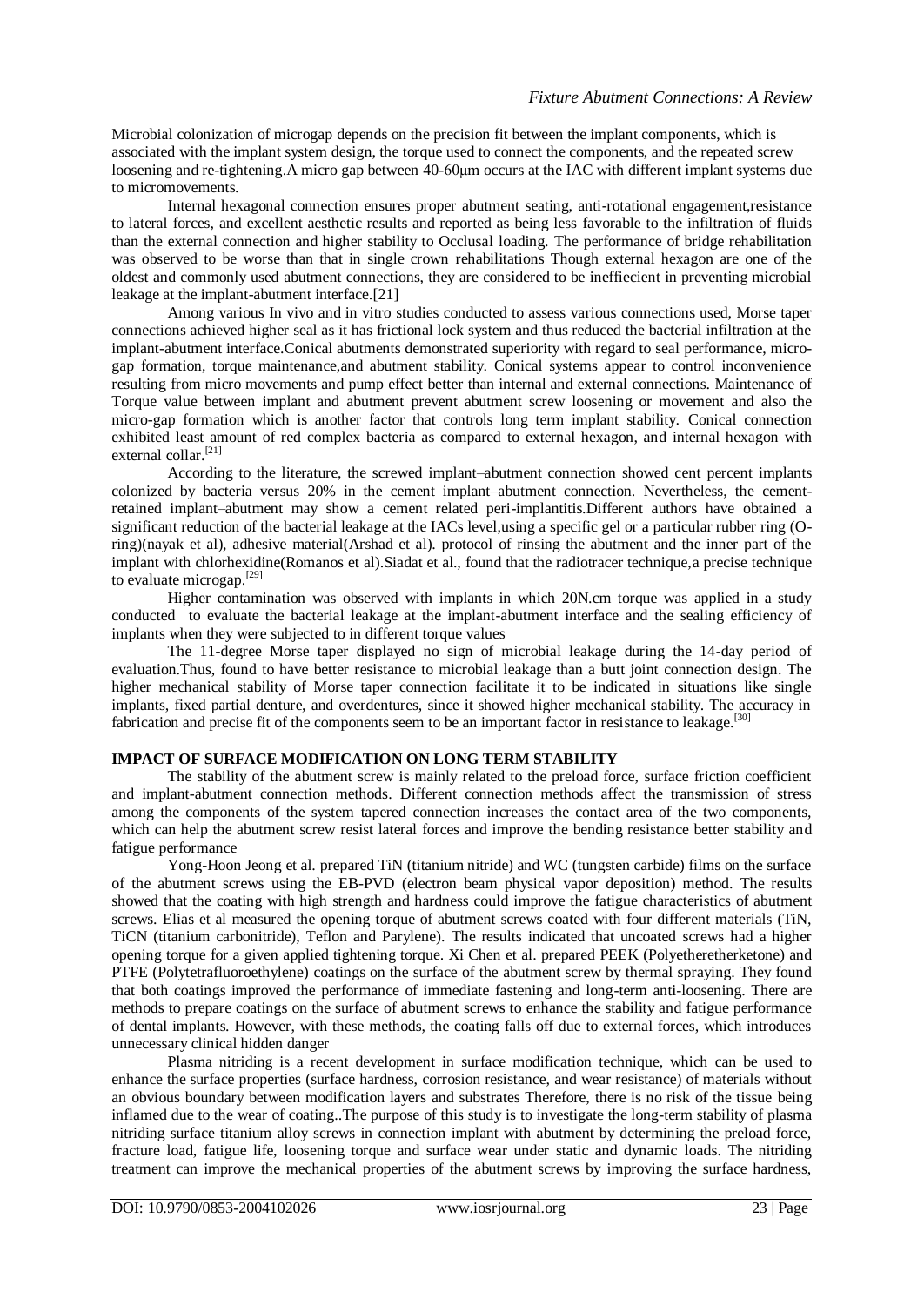Microbial colonization of microgap depends on the precision fit between the implant components, which is associated with the implant system design, the torque used to connect the components, and the repeated screw loosening and re-tightening.A micro gap between 40-60μm occurs at the IAC with different implant systems due to micromovements.

Internal hexagonal connection ensures proper abutment seating, anti-rotational engagement,resistance to lateral forces, and excellent aesthetic results and reported as being less favorable to the infiltration of fluids than the external connection and higher stability to Occlusal loading. The performance of bridge rehabilitation was observed to be worse than that in single crown rehabilitations Though external hexagon are one of the oldest and commonly used abutment connections, they are considered to be ineffiecient in preventing microbial leakage at the implant-abutment interface.[21]

Among various In vivo and in vitro studies conducted to assess various connections used, Morse taper connections achieved higher seal as it has frictional lock system and thus reduced the bacterial infiltration at the implant-abutment interface.Conical abutments demonstrated superiority with regard to seal performance, micro-gap formation, torque maintenance,and abutment stability. Conical systems appear to control inconvenience resulting from micro movements and pump effect better than internal and external connections. Maintenance of Torque value between implant and abutment prevent abutment screw loosening or movement and also the micro-gap formation which is another factor that controls long term implant stability. Conical connection exhibited least amount of red complex bacteria as compared to external hexagon, and internal hexagon with external collar.[21]

According to the literature, the screwed implant–abutment connection showed cent percent implants colonized by bacteria versus 20% in the cement implant–abutment connection. Nevertheless, the cement-retained implant–abutment may show a cement related peri-implantitis.Different authors have obtained a significant reduction of the bacterial leakage at the IACs level,using a specific gel or a particular rubber ring (O-ring)(nayak et al), adhesive material(Arshad et al). protocol of rinsing the abutment and the inner part of the implant with chlorhexidine(Romanos et al).Siadat et al., found that the radiotracer technique,a precise technique to evaluate microgap.[29]

Higher contamination was observed with implants in which 20N.cm torque was applied in a study conducted to evaluate the bacterial leakage at the implant-abutment interface and the sealing efficiency of implants when they were subjected to in different torque values

The 11-degree Morse taper displayed no sign of microbial leakage during the 14-day period of evaluation.Thus, found to have better resistance to microbial leakage than a butt joint connection design. The higher mechanical stability of Morse taper connection facilitate it to be indicated in situations like single implants, fixed partial denture, and overdentures, since it showed higher mechanical stability. The accuracy in fabrication and precise fit of the components seem to be an important factor in resistance to leakage.[30]

**IMPACT OF SURFACE MODIFICATION ON LONG TERM STABILITY**

The stability of the abutment screw is mainly related to the preload force, surface friction coefficient and implant-abutment connection methods. Different connection methods affect the transmission of stress among the components of the system tapered connection increases the contact area of the two components, which can help the abutment screw resist lateral forces and improve the bending resistance better stability and fatigue performance

Yong-Hoon Jeong et al. prepared TiN (titanium nitride) and WC (tungsten carbide) films on the surface of the abutment screws using the EB-PVD (electron beam physical vapor deposition) method. The results showed that the coating with high strength and hardness could improve the fatigue characteristics of abutment screws. Elias et al measured the opening torque of abutment screws coated with four different materials (TiN, TiCN (titanium carbonitride), Teflon and Parylene). The results indicated that uncoated screws had a higher opening torque for a given applied tightening torque. Xi Chen et al. prepared PEEK (Polyetheretherketone) and PTFE (Polytetrafluoroethylene) coatings on the surface of the abutment screw by thermal spraying. They found that both coatings improved the performance of immediate fastening and long-term anti-loosening. There are methods to prepare coatings on the surface of abutment screws to enhance the stability and fatigue performance of dental implants. However, with these methods, the coating falls off due to external forces, which introduces unnecessary clinical hidden danger

Plasma nitriding is a recent development in surface modification technique, which can be used to enhance the surface properties (surface hardness, corrosion resistance, and wear resistance) of materials without an obvious boundary between modification layers and substrates Therefore, there is no risk of the tissue being inflamed due to the wear of coating..The purpose of this study is to investigate the long-term stability of plasma nitriding surface titanium alloy screws in connection implant with abutment by determining the preload force, fracture load, fatigue life, loosening torque and surface wear under static and dynamic loads. The nitriding treatment can improve the mechanical properties of the abutment screws by improving the surface hardness,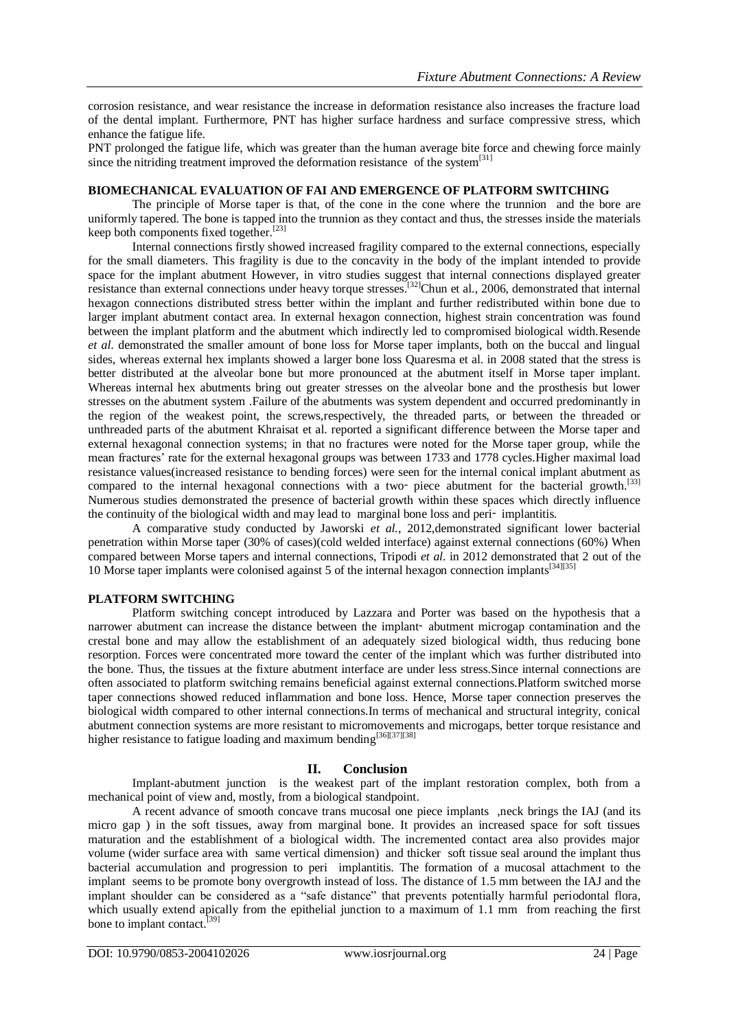corrosion resistance, and wear resistance the increase in deformation resistance also increases the fracture load of the dental implant. Furthermore, PNT has higher surface hardness and surface compressive stress, which enhance the fatigue life.

PNT prolonged the fatigue life, which was greater than the human average bite force and chewing force mainly since the nitriding treatment improved the deformation resistance of the system[31]

**BIOMECHANICAL EVALUATION OF FAI AND EMERGENCE OF PLATFORM SWITCHING**

The principle of Morse taper is that, of the cone in the cone where the trunnion and the bore are uniformly tapered. The bone is tapped into the trunnion as they contact and thus, the stresses inside the materials keep both components fixed together.[23]

Internal connections firstly showed increased fragility compared to the external connections, especially for the small diameters. This fragility is due to the concavity in the body of the implant intended to provide space for the implant abutment However, in vitro studies suggest that internal connections displayed greater resistance than external connections under heavy torque stresses.[32]Chun et al., 2006, demonstrated that internal hexagon connections distributed stress better within the implant and further redistributed within bone due to larger implant abutment contact area. In external hexagon connection, highest strain concentration was found between the implant platform and the abutment which indirectly led to compromised biological width.Resende *et al*. demonstrated the smaller amount of bone loss for Morse taper implants, both on the buccal and lingual sides, whereas external hex implants showed a larger bone loss Quaresma et al. in 2008 stated that the stress is better distributed at the alveolar bone but more pronounced at the abutment itself in Morse taper implant. Whereas internal hex abutments bring out greater stresses on the alveolar bone and the prosthesis but lower stresses on the abutment system .Failure of the abutments was system dependent and occurred predominantly in the region of the weakest point, the screws,respectively, the threaded parts, or between the threaded or unthreaded parts of the abutment Khraisat et al. reported a significant difference between the Morse taper and external hexagonal connection systems; in that no fractures were noted for the Morse taper group, while the mean fractures' rate for the external hexagonal groups was between 1733 and 1778 cycles.Higher maximal load resistance values(increased resistance to bending forces) were seen for the internal conical implant abutment as compared to the internal hexagonal connections with a two- piece abutment for the bacterial growth.[33] Numerous studies demonstrated the presence of bacterial growth within these spaces which directly influence the continuity of the biological width and may lead to marginal bone loss and peri- implantitis.

A comparative study conducted by Jaworski *et al.*, 2012,demonstrated significant lower bacterial penetration within Morse taper (30% of cases)(cold welded interface) against external connections (60%) When compared between Morse tapers and internal connections, Tripodi *et al*. in 2012 demonstrated that 2 out of the 10 Morse taper implants were colonised against 5 of the internal hexagon connection implants[34][35]

**PLATFORM SWITCHING**

Platform switching concept introduced by Lazzara and Porter was based on the hypothesis that a narrower abutment can increase the distance between the implant- abutment microgap contamination and the crestal bone and may allow the establishment of an adequately sized biological width, thus reducing bone resorption. Forces were concentrated more toward the center of the implant which was further distributed into the bone. Thus, the tissues at the fixture abutment interface are under less stress.Since internal connections are often associated to platform switching remains beneficial against external connections.Platform switched morse taper connections showed reduced inflammation and bone loss. Hence, Morse taper connection preserves the biological width compared to other internal connections.In terms of mechanical and structural integrity, conical abutment connection systems are more resistant to micromovements and microgaps, better torque resistance and higher resistance to fatigue loading and maximum bending[36][37][38]

## II. Conclusion

Implant-abutment junction is the weakest part of the implant restoration complex, both from a mechanical point of view and, mostly, from a biological standpoint.

A recent advance of smooth concave trans mucosal one piece implants ,neck brings the IAJ (and its micro gap ) in the soft tissues, away from marginal bone. It provides an increased space for soft tissues maturation and the establishment of a biological width. The incremented contact area also provides major volume (wider surface area with same vertical dimension) and thicker soft tissue seal around the implant thus bacterial accumulation and progression to peri implantitis. The formation of a mucosal attachment to the implant seems to be promote bony overgrowth instead of loss. The distance of 1.5 mm between the IAJ and the implant shoulder can be considered as a "safe distance" that prevents potentially harmful periodontal flora, which usually extend apically from the epithelial junction to a maximum of 1.1 mm from reaching the first bone to implant contact.[39]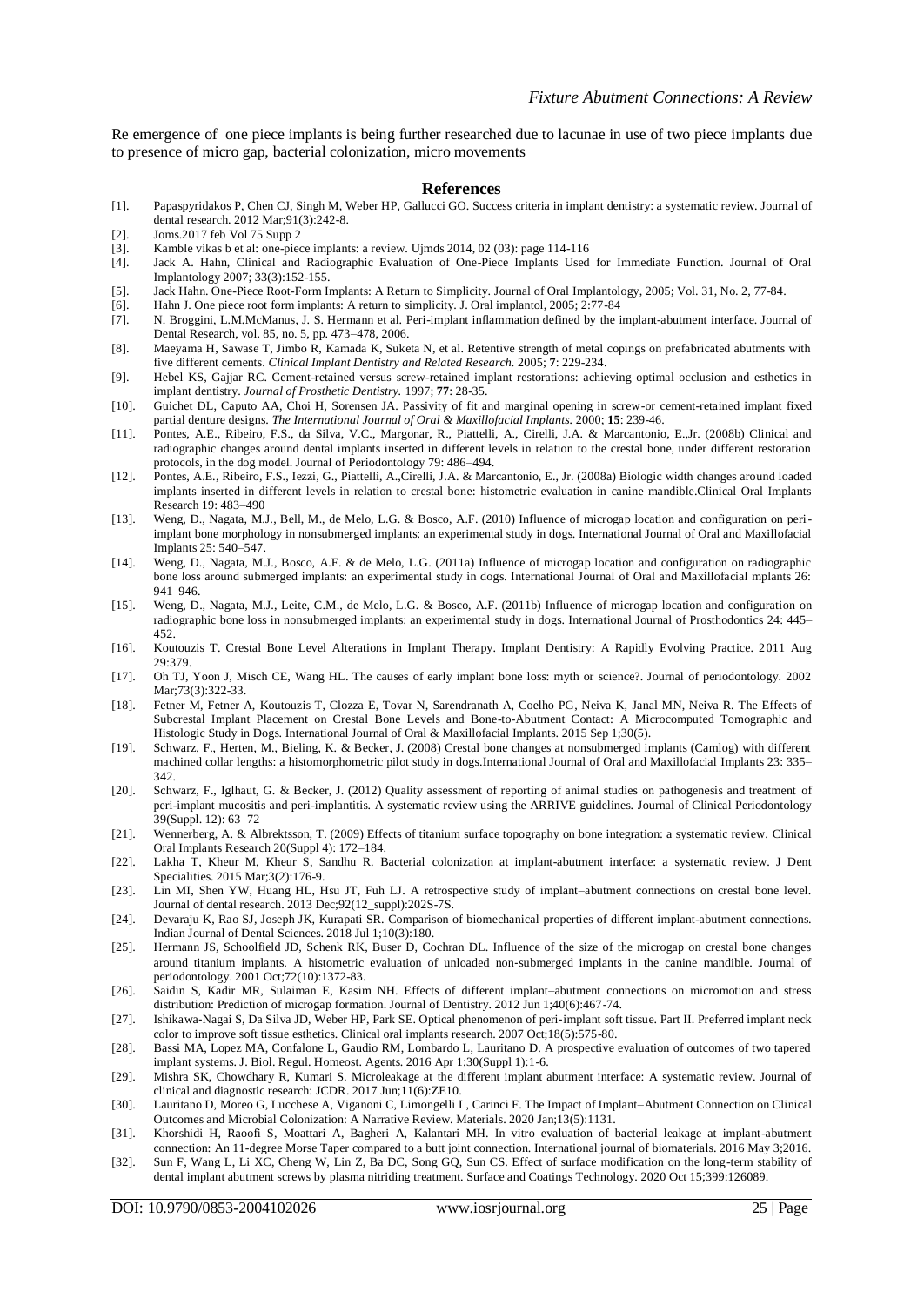Re emergence of one piece implants is being further researched due to lacunae in use of two piece implants due to presence of micro gap, bacterial colonization, micro movements

## References

[1]. Papaspyridakos P, Chen CJ, Singh M, Weber HP, Gallucci GO. Success criteria in implant dentistry: a systematic review. Journal of dental research. 2012 Mar;91(3):242-8.

[2]. Joms.2017 feb Vol 75 Supp 2

[3]. Kamble vikas b et al: one-piece implants: a review. Ujmds 2014, 02 (03): page 114-116

[4]. Jack A. Hahn, Clinical and Radiographic Evaluation of One-Piece Implants Used for Immediate Function. Journal of Oral Implantology 2007; 33(3):152-155.

[5]. Jack Hahn. One-Piece Root-Form Implants: A Return to Simplicity. Journal of Oral Implantology, 2005; Vol. 31, No. 2, 77-84.

[6]. Hahn J. One piece root form implants: A return to simplicity. J. Oral implantol, 2005; 2:77-84

[7]. N. Broggini, L.M.McManus, J. S. Hermann et al. Peri-implant inflammation defined by the implant-abutment interface. Journal of Dental Research, vol. 85, no. 5, pp. 473–478, 2006.

[8]. Maeyama H, Sawase T, Jimbo R, Kamada K, Suketa N, et al. Retentive strength of metal copings on prefabricated abutments with five different cements. *Clinical Implant Dentistry and Related Research.* 2005; **7**: 229-234.

[9]. Hebel KS, Gajjar RC. Cement-retained versus screw-retained implant restorations: achieving optimal occlusion and esthetics in implant dentistry. *Journal of Prosthetic Dentistry.* 1997; **77**: 28-35.

[10]. Guichet DL, Caputo AA, Choi H, Sorensen JA. Passivity of fit and marginal opening in screw-or cement-retained implant fixed partial denture designs. *The International Journal of Oral & Maxillofacial Implants.* 2000; **15**: 239-46.

[11]. Pontes, A.E., Ribeiro, F.S., da Silva, V.C., Margonar, R., Piattelli, A., Cirelli, J.A. & Marcantonio, E.,Jr. (2008b) Clinical and radiographic changes around dental implants inserted in different levels in relation to the crestal bone, under different restoration protocols, in the dog model. Journal of Periodontology 79: 486–494.

[12]. Pontes, A.E., Ribeiro, F.S., Iezzi, G., Piattelli, A.,Cirelli, J.A. & Marcantonio, E., Jr. (2008a) Biologic width changes around loaded implants inserted in different levels in relation to crestal bone: histometric evaluation in canine mandible.Clinical Oral Implants Research 19: 483–490

[13]. Weng, D., Nagata, M.J., Bell, M., de Melo, L.G. & Bosco, A.F. (2010) Influence of microgap location and configuration on peri-implant bone morphology in nonsubmerged implants: an experimental study in dogs. International Journal of Oral and Maxillofacial Implants 25: 540–547.

[14]. Weng, D., Nagata, M.J., Bosco, A.F. & de Melo, L.G. (2011a) Influence of microgap location and configuration on radiographic bone loss around submerged implants: an experimental study in dogs. International Journal of Oral and Maxillofacial mplants 26: 941–946.

[15]. Weng, D., Nagata, M.J., Leite, C.M., de Melo, L.G. & Bosco, A.F. (2011b) Influence of microgap location and configuration on radiographic bone loss in nonsubmerged implants: an experimental study in dogs. International Journal of Prosthodontics 24: 445–452.

[16]. Koutouzis T. Crestal Bone Level Alterations in Implant Therapy. Implant Dentistry: A Rapidly Evolving Practice. 2011 Aug 29:379.

[17]. Oh TJ, Yoon J, Misch CE, Wang HL. The causes of early implant bone loss: myth or science?. Journal of periodontology. 2002 Mar;73(3):322-33.

[18]. Fetner M, Fetner A, Koutouzis T, Clozza E, Tovar N, Sarendranath A, Coelho PG, Neiva K, Janal MN, Neiva R. The Effects of Subcrestal Implant Placement on Crestal Bone Levels and Bone-to-Abutment Contact: A Microcomputed Tomographic and Histologic Study in Dogs. International Journal of Oral & Maxillofacial Implants. 2015 Sep 1;30(5).

[19]. Schwarz, F., Herten, M., Bieling, K. & Becker, J. (2008) Crestal bone changes at nonsubmerged implants (Camlog) with different machined collar lengths: a histomorphometric pilot study in dogs.International Journal of Oral and Maxillofacial Implants 23: 335–342.

[20]. Schwarz, F., Iglhaut, G. & Becker, J. (2012) Quality assessment of reporting of animal studies on pathogenesis and treatment of peri-implant mucositis and peri-implantitis. A systematic review using the ARRIVE guidelines. Journal of Clinical Periodontology 39(Suppl. 12): 63–72

[21]. Wennerberg, A. & Albrektsson, T. (2009) Effects of titanium surface topography on bone integration: a systematic review. Clinical Oral Implants Research 20(Suppl 4): 172–184.

[22]. Lakha T, Kheur M, Kheur S, Sandhu R. Bacterial colonization at implant-abutment interface: a systematic review. J Dent Specialities. 2015 Mar;3(2):176-9.

[23]. Lin MI, Shen YW, Huang HL, Hsu JT, Fuh LJ. A retrospective study of implant–abutment connections on crestal bone level. Journal of dental research. 2013 Dec;92(12_suppl):202S-7S.

[24]. Devaraju K, Rao SJ, Joseph JK, Kurapati SR. Comparison of biomechanical properties of different implant-abutment connections. Indian Journal of Dental Sciences. 2018 Jul 1;10(3):180.

[25]. Hermann JS, Schoolfield JD, Schenk RK, Buser D, Cochran DL. Influence of the size of the microgap on crestal bone changes around titanium implants. A histometric evaluation of unloaded non-submerged implants in the canine mandible. Journal of periodontology. 2001 Oct;72(10):1372-83.

[26]. Saidin S, Kadir MR, Sulaiman E, Kasim NH. Effects of different implant–abutment connections on micromotion and stress distribution: Prediction of microgap formation. Journal of Dentistry. 2012 Jun 1;40(6):467-74.

[27]. Ishikawa-Nagai S, Da Silva JD, Weber HP, Park SE. Optical phenomenon of peri-implant soft tissue. Part II. Preferred implant neck color to improve soft tissue esthetics. Clinical oral implants research. 2007 Oct;18(5):575-80.

[28]. Bassi MA, Lopez MA, Confalone L, Gaudio RM, Lombardo L, Lauritano D. A prospective evaluation of outcomes of two tapered implant systems. J. Biol. Regul. Homeost. Agents. 2016 Apr 1;30(Suppl 1):1-6.

[29]. Mishra SK, Chowdhary R, Kumari S. Microleakage at the different implant abutment interface: A systematic review. Journal of clinical and diagnostic research: JCDR. 2017 Jun;11(6):ZE10.

[30]. Lauritano D, Moreo G, Lucchese A, Viganoni C, Limongelli L, Carinci F. The Impact of Implant–Abutment Connection on Clinical Outcomes and Microbial Colonization: A Narrative Review. Materials. 2020 Jan;13(5):1131.

[31]. Khorshidi H, Raoofi S, Moattari A, Bagheri A, Kalantari MH. In vitro evaluation of bacterial leakage at implant-abutment connection: An 11-degree Morse Taper compared to a butt joint connection. International journal of biomaterials. 2016 May 3;2016.

[32]. Sun F, Wang L, Li XC, Cheng W, Lin Z, Ba DC, Song GQ, Sun CS. Effect of surface modification on the long-term stability of dental implant abutment screws by plasma nitriding treatment. Surface and Coatings Technology. 2020 Oct 15;399:126089.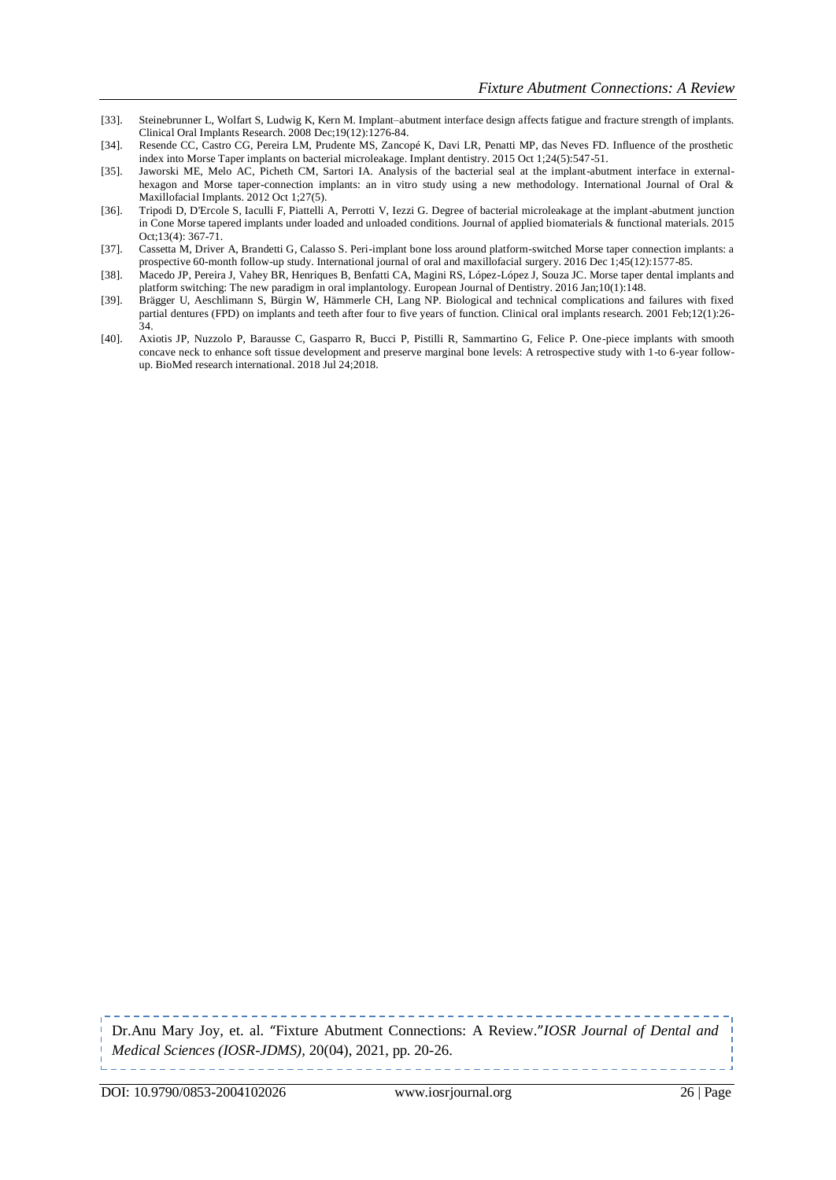[33]. Steinebrunner L, Wolfart S, Ludwig K, Kern M. Implant–abutment interface design affects fatigue and fracture strength of implants. Clinical Oral Implants Research. 2008 Dec;19(12):1276-84.

[34]. Resende CC, Castro CG, Pereira LM, Prudente MS, Zancopé K, Davi LR, Penatti MP, das Neves FD. Influence of the prosthetic index into Morse Taper implants on bacterial microleakage. Implant dentistry. 2015 Oct 1;24(5):547-51.

[35]. Jaworski ME, Melo AC, Picheth CM, Sartori IA. Analysis of the bacterial seal at the implant-abutment interface in external-hexagon and Morse taper-connection implants: an in vitro study using a new methodology. International Journal of Oral & Maxillofacial Implants. 2012 Oct 1;27(5).

[36]. Tripodi D, D'Ercole S, Iaculli F, Piattelli A, Perrotti V, Iezzi G. Degree of bacterial microleakage at the implant-abutment junction in Cone Morse tapered implants under loaded and unloaded conditions. Journal of applied biomaterials & functional materials. 2015 Oct;13(4): 367-71.

[37]. Cassetta M, Driver A, Brandetti G, Calasso S. Peri-implant bone loss around platform-switched Morse taper connection implants: a prospective 60-month follow-up study. International journal of oral and maxillofacial surgery. 2016 Dec 1;45(12):1577-85.

[38]. Macedo JP, Pereira J, Vahey BR, Henriques B, Benfatti CA, Magini RS, López-López J, Souza JC. Morse taper dental implants and platform switching: The new paradigm in oral implantology. European Journal of Dentistry. 2016 Jan;10(1):148.

[39]. Brägger U, Aeschlimann S, Bürgin W, Hämmerle CH, Lang NP. Biological and technical complications and failures with fixed partial dentures (FPD) on implants and teeth after four to five years of function. Clinical oral implants research. 2001 Feb;12(1):26-34.

[40]. Axiotis JP, Nuzzolo P, Barausse C, Gasparro R, Bucci P, Pistilli R, Sammartino G, Felice P. One-piece implants with smooth concave neck to enhance soft tissue development and preserve marginal bone levels: A retrospective study with 1-to 6-year follow-up. BioMed research international. 2018 Jul 24;2018.

Dr.Anu Mary Joy, et. al. "Fixture Abutment Connections: A Review."*IOSR Journal of Dental and Medical Sciences (IOSR-JDMS)*, 20(04), 2021, pp. 20-26.